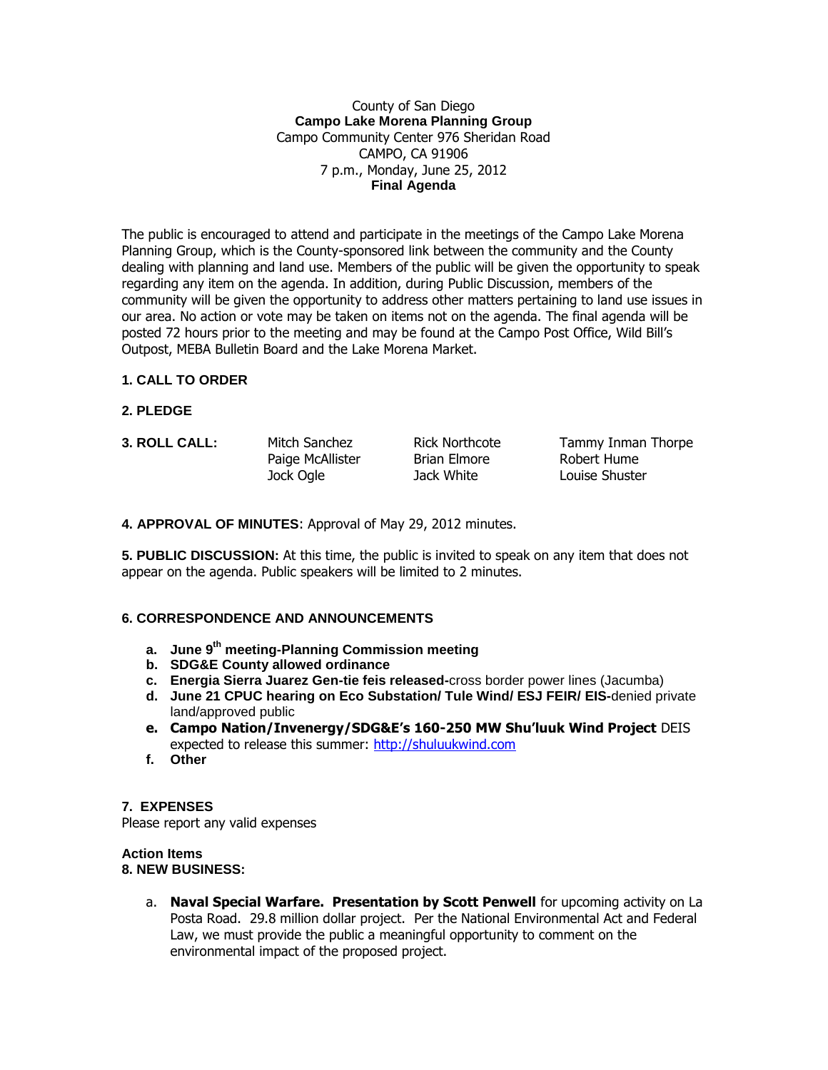County of San Diego
**Campo Lake Morena Planning Group**
Campo Community Center 976 Sheridan Road
CAMPO, CA 91906
7 p.m., Monday, June 25, 2012
**Final Agenda**

The public is encouraged to attend and participate in the meetings of the Campo Lake Morena Planning Group, which is the County-sponsored link between the community and the County dealing with planning and land use. Members of the public will be given the opportunity to speak regarding any item on the agenda. In addition, during Public Discussion, members of the community will be given the opportunity to address other matters pertaining to land use issues in our area. No action or vote may be taken on items not on the agenda. The final agenda will be posted 72 hours prior to the meeting and may be found at the Campo Post Office, Wild Bill's Outpost, MEBA Bulletin Board and the Lake Morena Market.

**1. CALL TO ORDER**

**2. PLEDGE**

**3. ROLL CALL:**

| | | |
|---|---|---|
| Mitch Sanchez | Rick Northcote | Tammy Inman Thorpe |
| Paige McAllister | Brian Elmore | Robert Hume |
| Jock Ogle | Jack White | Louise Shuster |

**4. APPROVAL OF MINUTES**: Approval of May 29, 2012 minutes.

**5. PUBLIC DISCUSSION:** At this time, the public is invited to speak on any item that does not appear on the agenda. Public speakers will be limited to 2 minutes.

**6. CORRESPONDENCE AND ANNOUNCEMENTS**

a. **June 9th meeting-Planning Commission meeting**
b. **SDG&E County allowed ordinance**
c. **Energia Sierra Juarez Gen-tie feis released-**cross border power lines (Jacumba)
d. **June 21 CPUC hearing on Eco Substation/ Tule Wind/ ESJ FEIR/ EIS-**denied private land/approved public
e. **Campo Nation/Invenergy/SDG&E's 160-250 MW Shu'luuk Wind Project** DEIS expected to release this summer: http://shuluukwind.com
f. **Other**

**7. EXPENSES**

Please report any valid expenses

**Action Items**

**8. NEW BUSINESS:**

a. **Naval Special Warfare. Presentation by Scott Penwell** for upcoming activity on La Posta Road. 29.8 million dollar project. Per the National Environmental Act and Federal Law, we must provide the public a meaningful opportunity to comment on the environmental impact of the proposed project.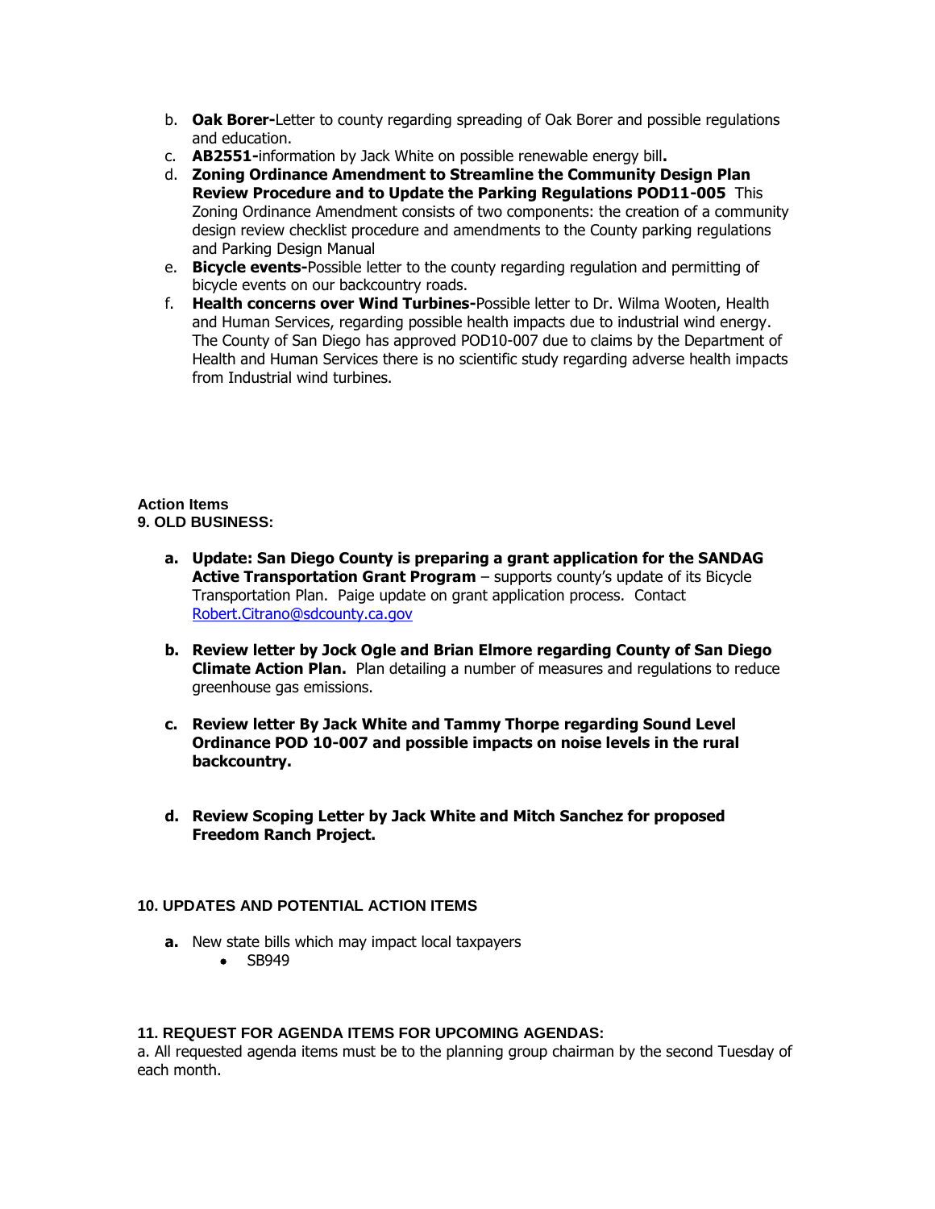b. **Oak Borer-**Letter to county regarding spreading of Oak Borer and possible regulations and education.
c. **AB2551-**information by Jack White on possible renewable energy bill**.**
d. **Zoning Ordinance Amendment to Streamline the Community Design Plan Review Procedure and to Update the Parking Regulations POD11-005** This Zoning Ordinance Amendment consists of two components: the creation of a community design review checklist procedure and amendments to the County parking regulations and Parking Design Manual
e. **Bicycle events-**Possible letter to the county regarding regulation and permitting of bicycle events on our backcountry roads.
f. **Health concerns over Wind Turbines-**Possible letter to Dr. Wilma Wooten, Health and Human Services, regarding possible health impacts due to industrial wind energy. The County of San Diego has approved POD10-007 due to claims by the Department of Health and Human Services there is no scientific study regarding adverse health impacts from Industrial wind turbines.

**Action Items**
**9. OLD BUSINESS:**

a. **Update: San Diego County is preparing a grant application for the SANDAG Active Transportation Grant Program** – supports county's update of its Bicycle Transportation Plan. Paige update on grant application process. Contact Robert.Citrano@sdcounty.ca.gov

b. **Review letter by Jock Ogle and Brian Elmore regarding County of San Diego Climate Action Plan.** Plan detailing a number of measures and regulations to reduce greenhouse gas emissions.

c. **Review letter By Jack White and Tammy Thorpe regarding Sound Level Ordinance POD 10-007 and possible impacts on noise levels in the rural backcountry.**

d. **Review Scoping Letter by Jack White and Mitch Sanchez for proposed Freedom Ranch Project.**

**10. UPDATES AND POTENTIAL ACTION ITEMS**

a. New state bills which may impact local taxpayers
   - SB949

**11. REQUEST FOR AGENDA ITEMS FOR UPCOMING AGENDAS:**

a. All requested agenda items must be to the planning group chairman by the second Tuesday of each month.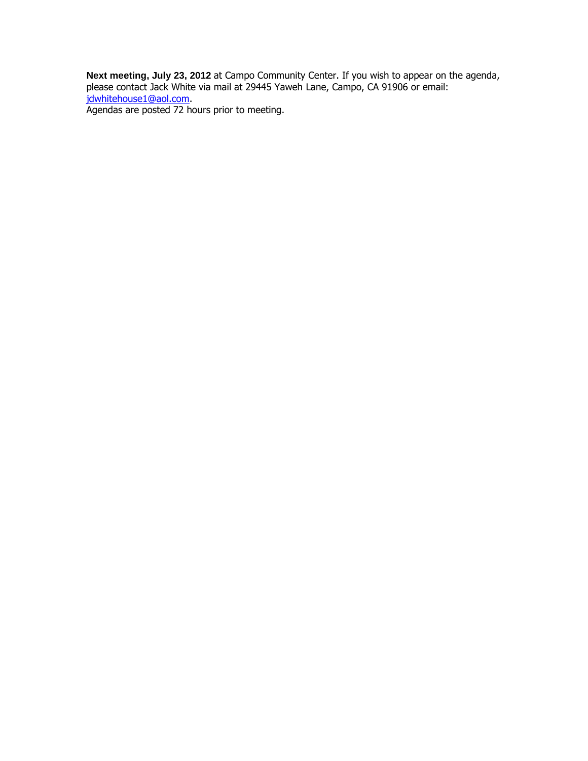**Next meeting, July 23, 2012** at Campo Community Center. If you wish to appear on the agenda, please contact Jack White via mail at 29445 Yaweh Lane, Campo, CA 91906 or email: jdwhitehouse1@aol.com.
Agendas are posted 72 hours prior to meeting.